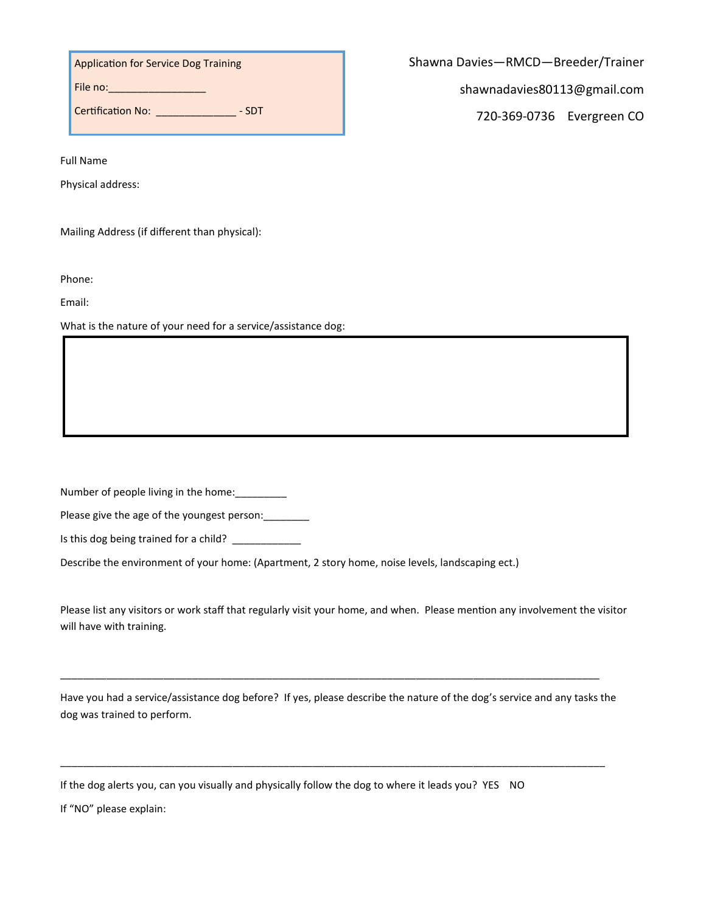Application for Service Dog Training

File no:_________________

Certification No: ______________ - SDT

Shawna Davies—RMCD—Breeder/Trainer

shawnadavies80113@gmail.com

720-369-0736 Evergreen CO

Full Name

Physical address:

Mailing Address (if different than physical):

Phone:

Email:

What is the nature of your need for a service/assistance dog:

| |
|---|
| |

Number of people living in the home:_________

Please give the age of the youngest person:________

Is this dog being trained for a child? ____________

Describe the environment of your home: (Apartment, 2 story home, noise levels, landscaping ect.)

Please list any visitors or work staff that regularly visit your home, and when. Please mention any involvement the visitor will have with training.

_____________________________________________________________________________________________

Have you had a service/assistance dog before? If yes, please describe the nature of the dog's service and any tasks the dog was trained to perform.

_____________________________________________________________________________________________

If the dog alerts you, can you visually and physically follow the dog to where it leads you? YES NO

If "NO" please explain: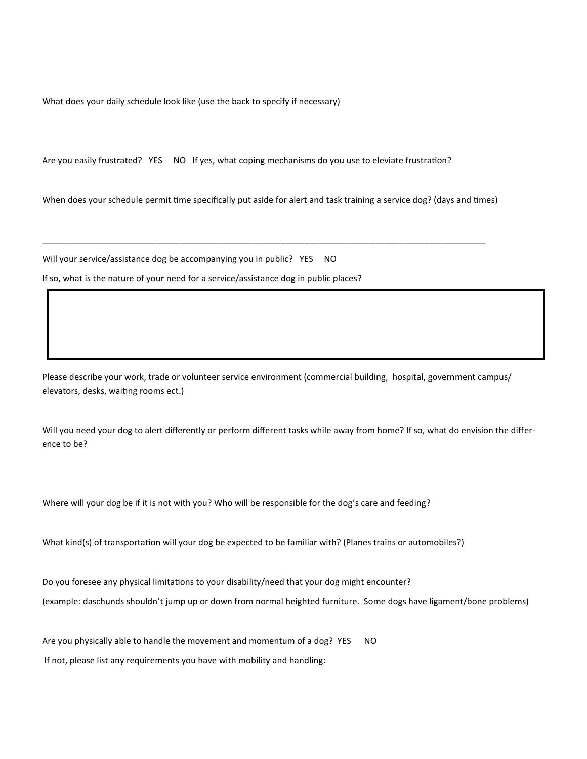What does your daily schedule look like (use the back to specify if necessary)

Are you easily frustrated? YES NO If yes, what coping mechanisms do you use to eleviate frustration?

When does your schedule permit time specifically put aside for alert and task training a service dog? (days and times)

_______________________________________________________________________________________________

Will your service/assistance dog be accompanying you in public? YES NO

If so, what is the nature of your need for a service/assistance dog in public places?

| |
|---|
| |

Please describe your work, trade or volunteer service environment (commercial building, hospital, government campus/ elevators, desks, waiting rooms ect.)

Will you need your dog to alert differently or perform different tasks while away from home? If so, what do envision the difference to be?

Where will your dog be if it is not with you? Who will be responsible for the dog's care and feeding?

What kind(s) of transportation will your dog be expected to be familiar with? (Planes trains or automobiles?)

Do you foresee any physical limitations to your disability/need that your dog might encounter?

(example: daschunds shouldn't jump up or down from normal heighted furniture. Some dogs have ligament/bone problems)

Are you physically able to handle the movement and momentum of a dog? YES NO

If not, please list any requirements you have with mobility and handling: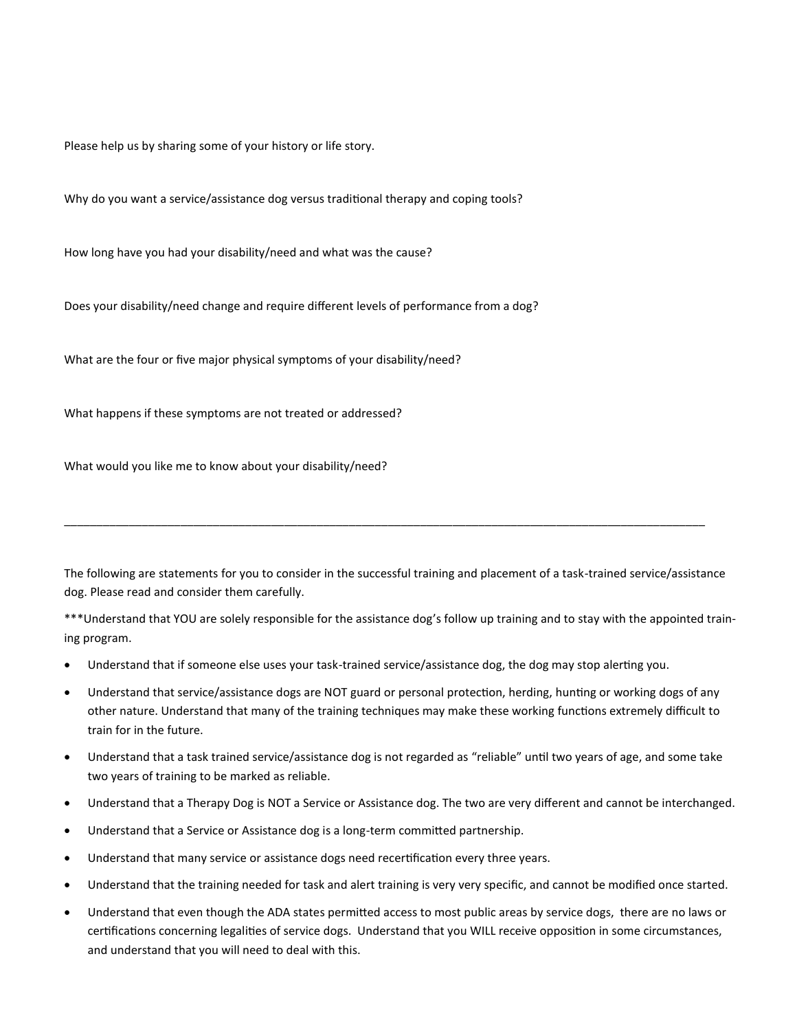Please help us by sharing some of your history or life story.

Why do you want a service/assistance dog versus traditional therapy and coping tools?

How long have you had your disability/need and what was the cause?

Does your disability/need change and require different levels of performance from a dog?

What are the four or five major physical symptoms of your disability/need?

What happens if these symptoms are not treated or addressed?

What would you like me to know about your disability/need?

---

The following are statements for you to consider in the successful training and placement of a task-trained service/assistance dog. Please read and consider them carefully.

***Understand that YOU are solely responsible for the assistance dog's follow up training and to stay with the appointed training program.

- Understand that if someone else uses your task-trained service/assistance dog, the dog may stop alerting you.
- Understand that service/assistance dogs are NOT guard or personal protection, herding, hunting or working dogs of any other nature. Understand that many of the training techniques may make these working functions extremely difficult to train for in the future.
- Understand that a task trained service/assistance dog is not regarded as "reliable" until two years of age, and some take two years of training to be marked as reliable.
- Understand that a Therapy Dog is NOT a Service or Assistance dog. The two are very different and cannot be interchanged.
- Understand that a Service or Assistance dog is a long-term committed partnership.
- Understand that many service or assistance dogs need recertification every three years.
- Understand that the training needed for task and alert training is very very specific, and cannot be modified once started.
- Understand that even though the ADA states permitted access to most public areas by service dogs, there are no laws or certifications concerning legalities of service dogs. Understand that you WILL receive opposition in some circumstances, and understand that you will need to deal with this.